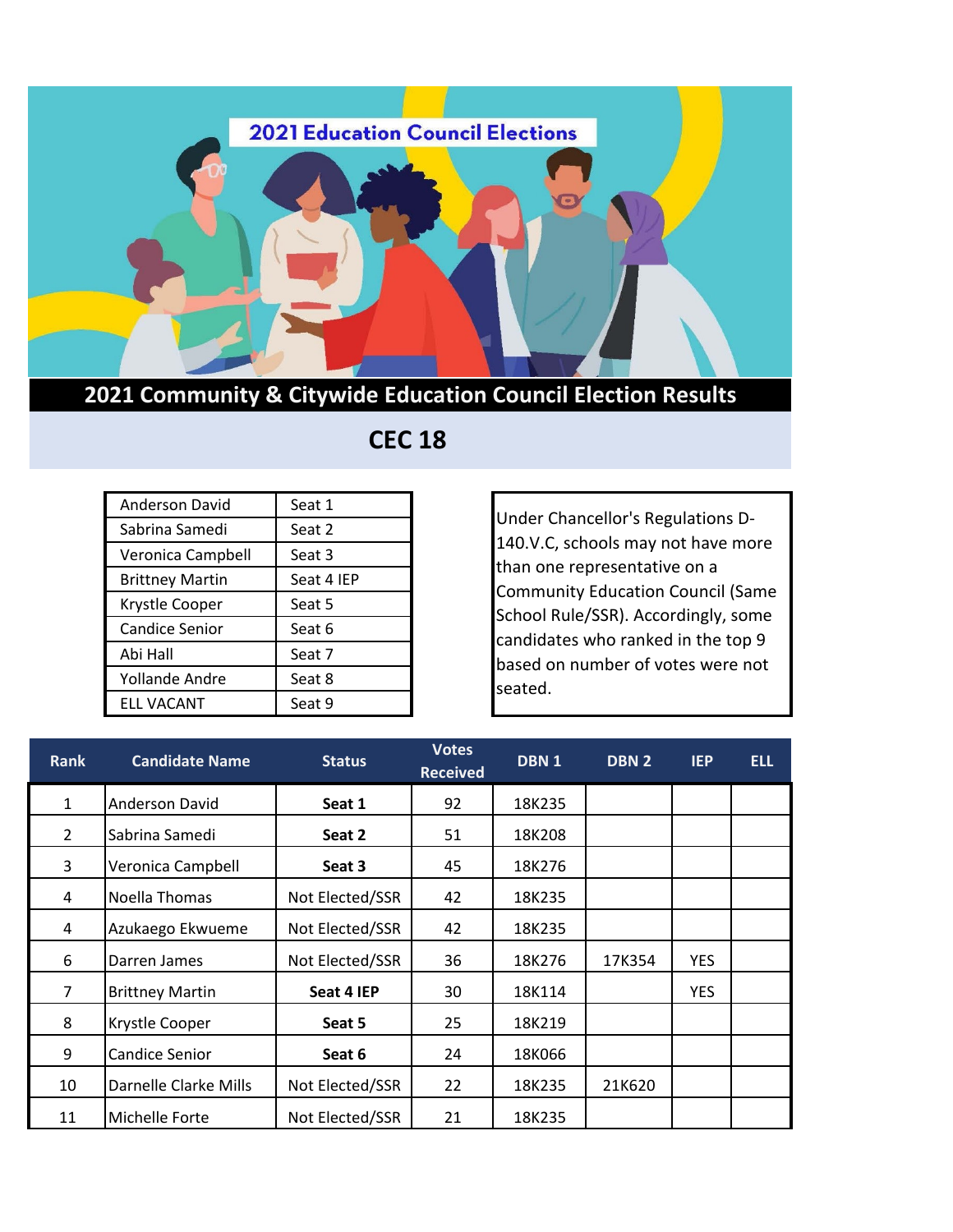# 2021 Education Council Elections

## 2021 Community & Citywide Education Council Election Results

## CEC 18

| | |
|---|---|
| Anderson David | Seat 1 |
| Sabrina Samedi | Seat 2 |
| Veronica Campbell | Seat 3 |
| Brittney Martin | Seat 4 IEP |
| Krystle Cooper | Seat 5 |
| Candice Senior | Seat 6 |
| Abi Hall | Seat 7 |
| Yollande Andre | Seat 8 |
| ELL VACANT | Seat 9 |

Under Chancellor's Regulations D-140.V.C, schools may not have more than one representative on a Community Education Council (Same School Rule/SSR). Accordingly, some candidates who ranked in the top 9 based on number of votes were not seated.

| Rank | Candidate Name | Status | Votes Received | DBN 1 | DBN 2 | IEP | ELL |
|---|---|---|---|---|---|---|---|
| 1 | Anderson David | **Seat 1** | 92 | 18K235 | | | |
| 2 | Sabrina Samedi | **Seat 2** | 51 | 18K208 | | | |
| 3 | Veronica Campbell | **Seat 3** | 45 | 18K276 | | | |
| 4 | Noella Thomas | Not Elected/SSR | 42 | 18K235 | | | |
| 4 | Azukaego Ekwueme | Not Elected/SSR | 42 | 18K235 | | | |
| 6 | Darren James | Not Elected/SSR | 36 | 18K276 | 17K354 | YES | |
| 7 | Brittney Martin | **Seat 4 IEP** | 30 | 18K114 | | YES | |
| 8 | Krystle Cooper | **Seat 5** | 25 | 18K219 | | | |
| 9 | Candice Senior | **Seat 6** | 24 | 18K066 | | | |
| 10 | Darnelle Clarke Mills | Not Elected/SSR | 22 | 18K235 | 21K620 | | |
| 11 | Michelle Forte | Not Elected/SSR | 21 | 18K235 | | | |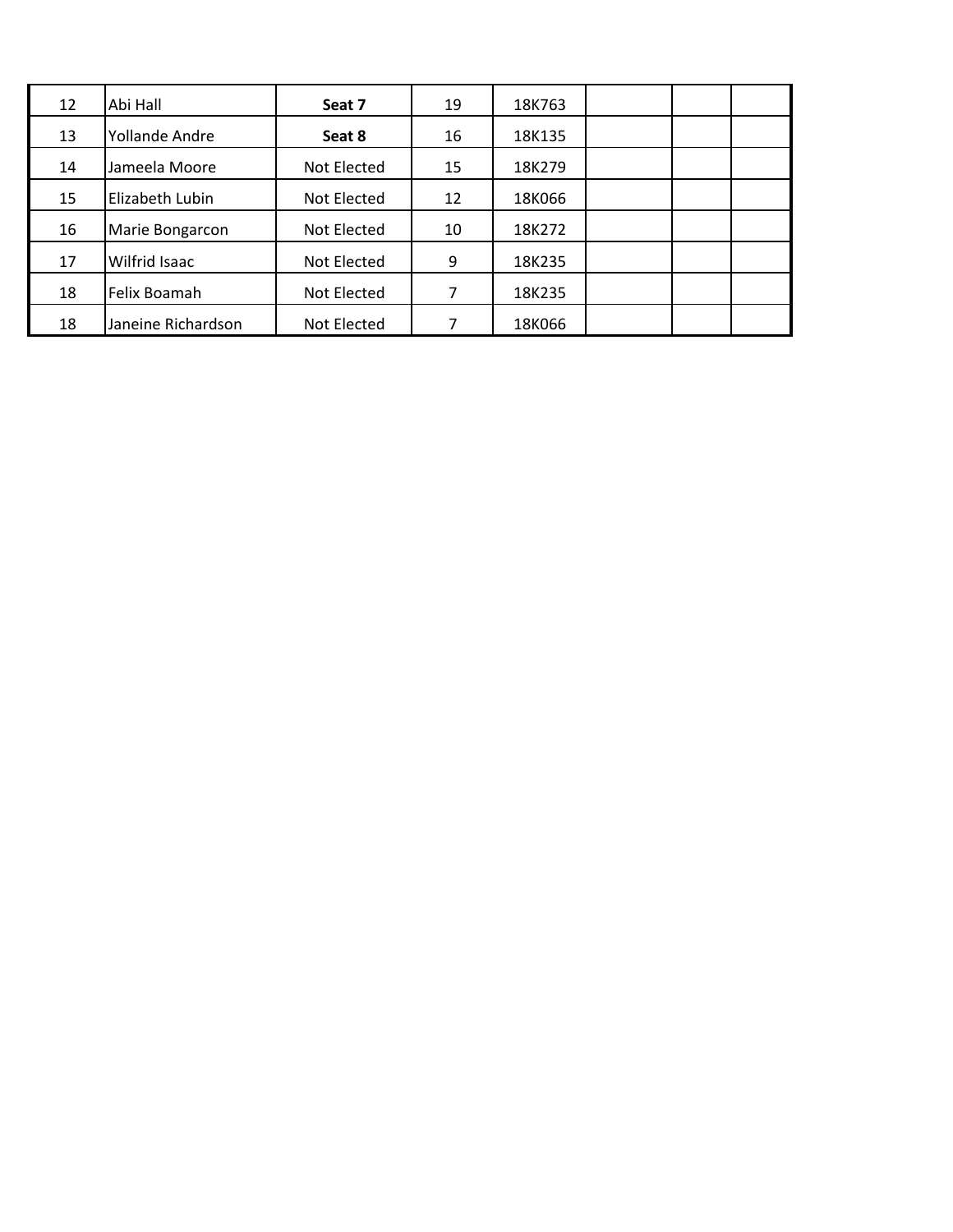| | | | | | | | |
|---|---|---|---|---|---|---|---|
| 12 | Abi Hall | **Seat 7** | 19 | 18K763 | | | |
| 13 | Yollande Andre | **Seat 8** | 16 | 18K135 | | | |
| 14 | Jameela Moore | Not Elected | 15 | 18K279 | | | |
| 15 | Elizabeth Lubin | Not Elected | 12 | 18K066 | | | |
| 16 | Marie Bongarcon | Not Elected | 10 | 18K272 | | | |
| 17 | Wilfrid Isaac | Not Elected | 9 | 18K235 | | | |
| 18 | Felix Boamah | Not Elected | 7 | 18K235 | | | |
| 18 | Janeine Richardson | Not Elected | 7 | 18K066 | | | |